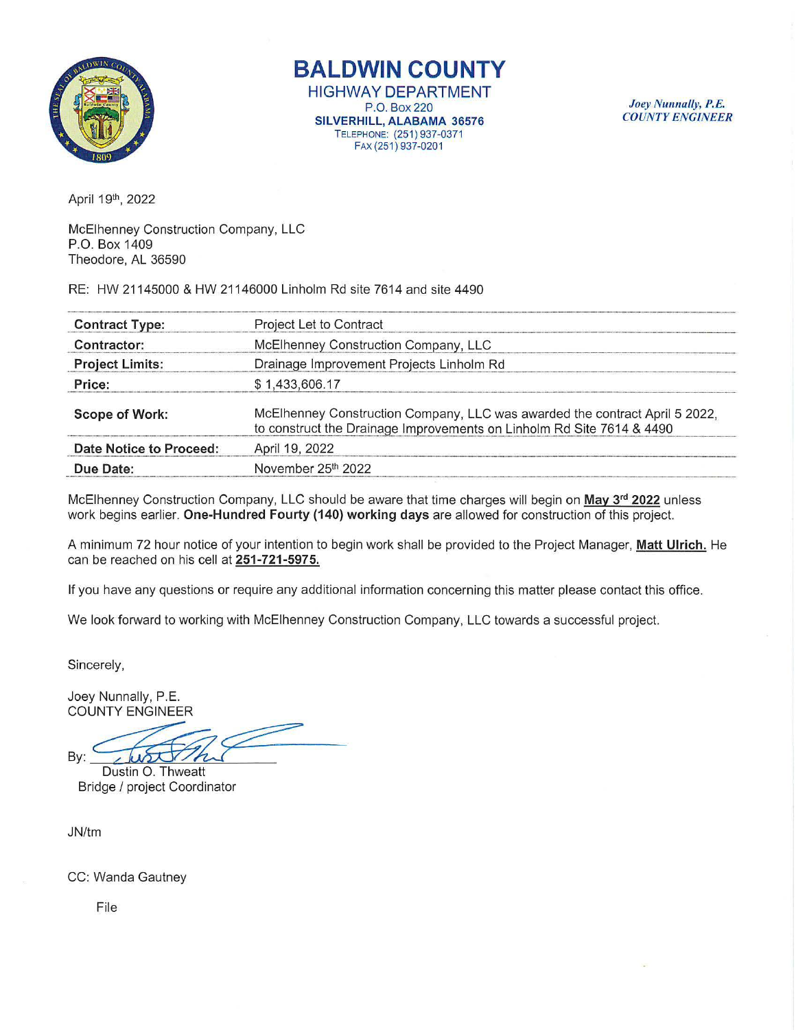# BALDWIN COUNTY

HIGHWAY DEPARTMENT
P.O. Box 220
**SILVERHILL, ALABAMA 36576**
TELEPHONE: (251) 937-0371
FAX (251) 937-0201

*Joey Nunnally, P.E.*
*COUNTY ENGINEER*

April 19th, 2022

McElhenney Construction Company, LLC
P.O. Box 1409
Theodore, AL 36590

RE: HW 21145000 & HW 21146000 Linholm Rd site 7614 and site 4490

| | |
|---|---|
| **Contract Type:** | Project Let to Contract |
| **Contractor:** | McElhenney Construction Company, LLC |
| **Project Limits:** | Drainage Improvement Projects Linholm Rd |
| **Price:** | $ 1,433,606.17 |
| **Scope of Work:** | McElhenney Construction Company, LLC was awarded the contract April 5 2022, to construct the Drainage Improvements on Linholm Rd Site 7614 & 4490 |
| **Date Notice to Proceed:** | April 19, 2022 |
| **Due Date:** | November 25th 2022 |

McElhenney Construction Company, LLC should be aware that time charges will begin on **May 3rd 2022** unless work begins earlier. **One-Hundred Fourty (140) working days** are allowed for construction of this project.

A minimum 72 hour notice of your intention to begin work shall be provided to the Project Manager, **Matt Ulrich.** He can be reached on his cell at **251-721-5975.**

If you have any questions or require any additional information concerning this matter please contact this office.

We look forward to working with McElhenney Construction Company, LLC towards a successful project.

Sincerely,

Joey Nunnally, P.E.
COUNTY ENGINEER

By: 
Dustin O. Thweatt
Bridge / project Coordinator

JN/tm

CC: Wanda Gautney

File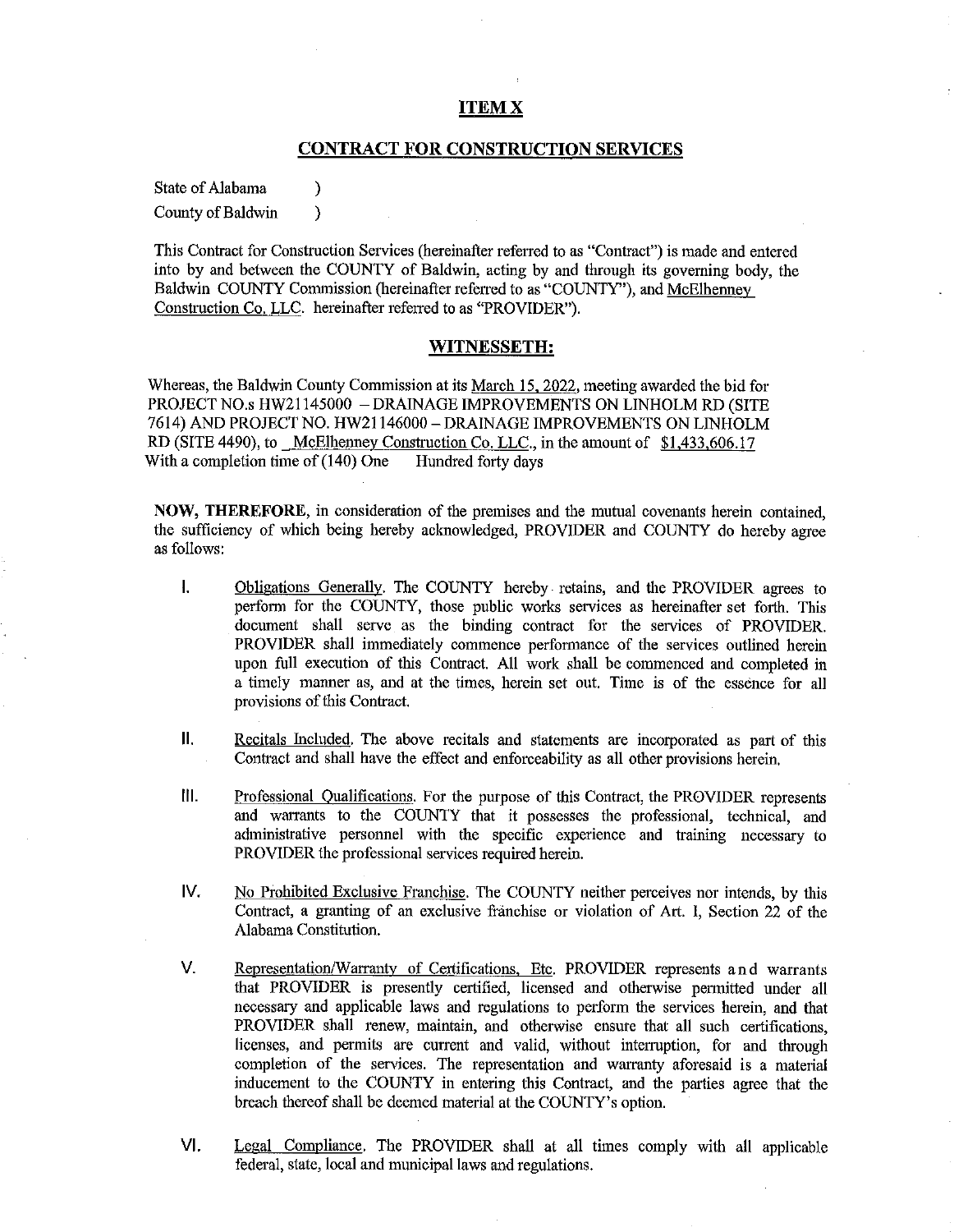# ITEM X

## CONTRACT FOR CONSTRUCTION SERVICES

State of Alabama )
County of Baldwin )

This Contract for Construction Services (hereinafter referred to as "Contract") is made and entered into by and between the COUNTY of Baldwin, acting by and through its governing body, the Baldwin COUNTY Commission (hereinafter referred to as "COUNTY"), and McElhenney Construction Co. LLC. hereinafter referred to as "PROVIDER").

## WITNESSETH:

Whereas, the Baldwin County Commission at its March 15, 2022, meeting awarded the bid for PROJECT NO.s HW21145000 – DRAINAGE IMPROVEMENTS ON LINHOLM RD (SITE 7614) AND PROJECT NO. HW21146000 – DRAINAGE IMPROVEMENTS ON LINHOLM RD (SITE 4490), to McElhenney Construction Co. LLC., in the amount of $1,433,606.17 With a completion time of (140) One Hundred forty days

**NOW, THEREFORE,** in consideration of the premises and the mutual covenants herein contained, the sufficiency of which being hereby acknowledged, PROVIDER and COUNTY do hereby agree as follows:

I. Obligations Generally. The COUNTY hereby retains, and the PROVIDER agrees to perform for the COUNTY, those public works services as hereinafter set forth. This document shall serve as the binding contract for the services of PROVIDER. PROVIDER shall immediately commence performance of the services outlined herein upon full execution of this Contract. All work shall be commenced and completed in a timely manner as, and at the times, herein set out. Time is of the essence for all provisions of this Contract.

II. Recitals Included. The above recitals and statements are incorporated as part of this Contract and shall have the effect and enforceability as all other provisions herein.

III. Professional Qualifications. For the purpose of this Contract, the PROVIDER represents and warrants to the COUNTY that it possesses the professional, technical, and administrative personnel with the specific experience and training necessary to PROVIDER the professional services required herein.

IV. No Prohibited Exclusive Franchise. The COUNTY neither perceives nor intends, by this Contract, a granting of an exclusive franchise or violation of Art. I, Section 22 of the Alabama Constitution.

V. Representation/Warranty of Certifications, Etc. PROVIDER represents and warrants that PROVIDER is presently certified, licensed and otherwise permitted under all necessary and applicable laws and regulations to perform the services herein, and that PROVIDER shall renew, maintain, and otherwise ensure that all such certifications, licenses, and permits are current and valid, without interruption, for and through completion of the services. The representation and warranty aforesaid is a material inducement to the COUNTY in entering this Contract, and the parties agree that the breach thereof shall be deemed material at the COUNTY's option.

VI. Legal Compliance. The PROVIDER shall at all times comply with all applicable federal, state, local and municipal laws and regulations.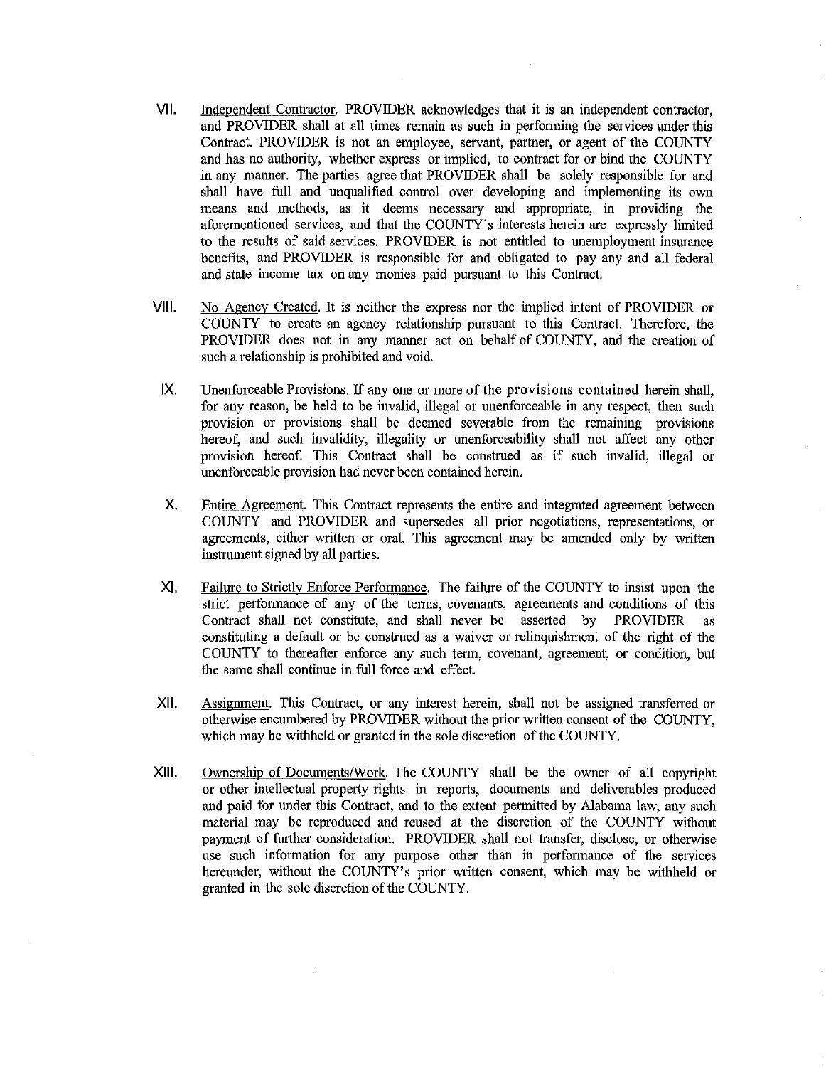VII. Independent Contractor. PROVIDER acknowledges that it is an independent contractor, and PROVIDER shall at all times remain as such in performing the services under this Contract. PROVIDER is not an employee, servant, partner, or agent of the COUNTY and has no authority, whether express or implied, to contract for or bind the COUNTY in any manner. The parties agree that PROVIDER shall be solely responsible for and shall have full and unqualified control over developing and implementing its own means and methods, as it deems necessary and appropriate, in providing the aforementioned services, and that the COUNTY's interests herein are expressly limited to the results of said services. PROVIDER is not entitled to unemployment insurance benefits, and PROVIDER is responsible for and obligated to pay any and all federal and state income tax on any monies paid pursuant to this Contract.

VIII. No Agency Created. It is neither the express nor the implied intent of PROVIDER or COUNTY to create an agency relationship pursuant to this Contract. Therefore, the PROVIDER does not in any manner act on behalf of COUNTY, and the creation of such a relationship is prohibited and void.

IX. Unenforceable Provisions. If any one or more of the provisions contained herein shall, for any reason, be held to be invalid, illegal or unenforceable in any respect, then such provision or provisions shall be deemed severable from the remaining provisions hereof, and such invalidity, illegality or unenforceability shall not affect any other provision hereof. This Contract shall be construed as if such invalid, illegal or unenforceable provision had never been contained herein.

X. Entire Agreement. This Contract represents the entire and integrated agreement between COUNTY and PROVIDER and supersedes all prior negotiations, representations, or agreements, either written or oral. This agreement may be amended only by written instrument signed by all parties.

XI. Failure to Strictly Enforce Performance. The failure of the COUNTY to insist upon the strict performance of any of the terms, covenants, agreements and conditions of this Contract shall not constitute, and shall never be asserted by PROVIDER as constituting a default or be construed as a waiver or relinquishment of the right of the COUNTY to thereafter enforce any such term, covenant, agreement, or condition, but the same shall continue in full force and effect.

XII. Assignment. This Contract, or any interest herein, shall not be assigned transferred or otherwise encumbered by PROVIDER without the prior written consent of the COUNTY, which may be withheld or granted in the sole discretion of the COUNTY.

XIII. Ownership of Documents/Work. The COUNTY shall be the owner of all copyright or other intellectual property rights in reports, documents and deliverables produced and paid for under this Contract, and to the extent permitted by Alabama law, any such material may be reproduced and reused at the discretion of the COUNTY without payment of further consideration. PROVIDER shall not transfer, disclose, or otherwise use such information for any purpose other than in performance of the services hereunder, without the COUNTY's prior written consent, which may be withheld or granted in the sole discretion of the COUNTY.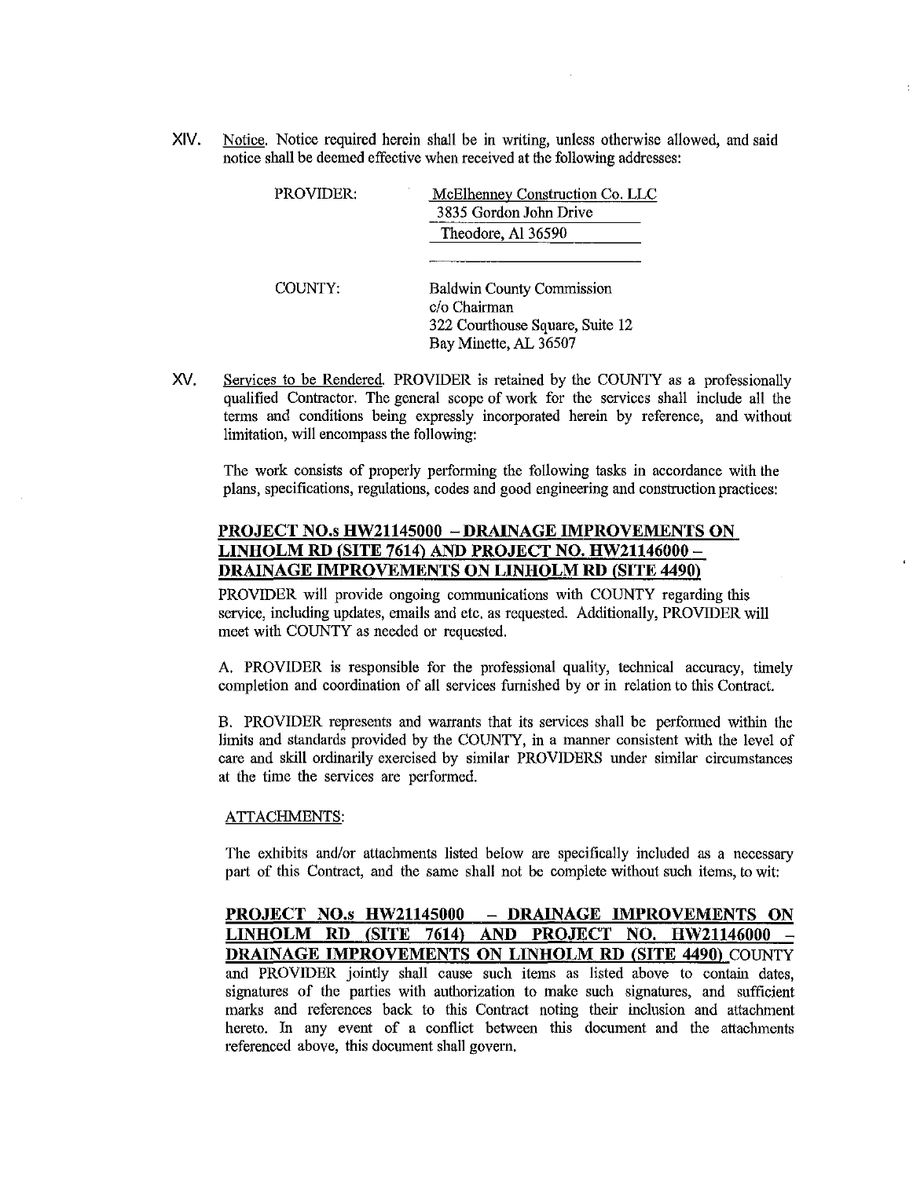XIV. Notice. Notice required herein shall be in writing, unless otherwise allowed, and said notice shall be deemed effective when received at the following addresses:

PROVIDER:

McElhenney Construction Co. LLC
3835 Gordon John Drive
Theodore, Al 36590

COUNTY:

Baldwin County Commission
c/o Chairman
322 Courthouse Square, Suite 12
Bay Minette, AL 36507

XV. Services to be Rendered. PROVIDER is retained by the COUNTY as a professionally qualified Contractor. The general scope of work for the services shall include all the terms and conditions being expressly incorporated herein by reference, and without limitation, will encompass the following:

The work consists of properly performing the following tasks in accordance with the plans, specifications, regulations, codes and good engineering and construction practices:

**PROJECT NO.s HW21145000 – DRAINAGE IMPROVEMENTS ON LINHOLM RD (SITE 7614) AND PROJECT NO. HW21146000 – DRAINAGE IMPROVEMENTS ON LINHOLM RD (SITE 4490)**

PROVIDER will provide ongoing communications with COUNTY regarding this service, including updates, emails and etc. as requested. Additionally, PROVIDER will meet with COUNTY as needed or requested.

A. PROVIDER is responsible for the professional quality, technical accuracy, timely completion and coordination of all services furnished by or in relation to this Contract.

B. PROVIDER represents and warrants that its services shall be performed within the limits and standards provided by the COUNTY, in a manner consistent with the level of care and skill ordinarily exercised by similar PROVIDERS under similar circumstances at the time the services are performed.

ATTACHMENTS:

The exhibits and/or attachments listed below are specifically included as a necessary part of this Contract, and the same shall not be complete without such items, to wit:

**PROJECT NO.s HW21145000 – DRAINAGE IMPROVEMENTS ON LINHOLM RD (SITE 7614) AND PROJECT NO. HW21146000 – DRAINAGE IMPROVEMENTS ON LINHOLM RD (SITE 4490)** COUNTY and PROVIDER jointly shall cause such items as listed above to contain dates, signatures of the parties with authorization to make such signatures, and sufficient marks and references back to this Contract noting their inclusion and attachment hereto. In any event of a conflict between this document and the attachments referenced above, this document shall govern.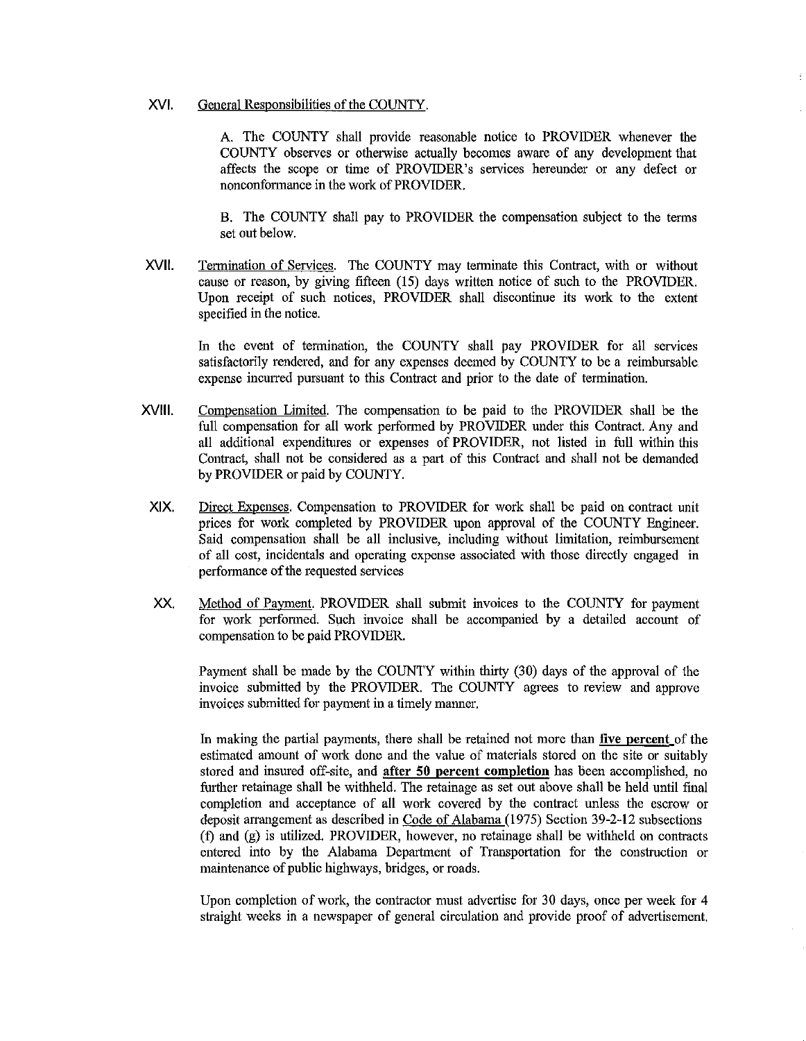XVI. <u>General Responsibilities of the COUNTY</u>.

A. The COUNTY shall provide reasonable notice to PROVIDER whenever the COUNTY observes or otherwise actually becomes aware of any development that affects the scope or time of PROVIDER's services hereunder or any defect or nonconformance in the work of PROVIDER.

B. The COUNTY shall pay to PROVIDER the compensation subject to the terms set out below.

XVII. <u>Termination of Services</u>. The COUNTY may terminate this Contract, with or without cause or reason, by giving fifteen (15) days written notice of such to the PROVIDER. Upon receipt of such notices, PROVIDER shall discontinue its work to the extent specified in the notice.

In the event of termination, the COUNTY shall pay PROVIDER for all services satisfactorily rendered, and for any expenses deemed by COUNTY to be a reimbursable expense incurred pursuant to this Contract and prior to the date of termination.

XVIII. <u>Compensation Limited</u>. The compensation to be paid to the PROVIDER shall be the full compensation for all work performed by PROVIDER under this Contract. Any and all additional expenditures or expenses of PROVIDER, not listed in full within this Contract, shall not be considered as a part of this Contract and shall not be demanded by PROVIDER or paid by COUNTY.

XIX. <u>Direct Expenses</u>. Compensation to PROVIDER for work shall be paid on contract unit prices for work completed by PROVIDER upon approval of the COUNTY Engineer. Said compensation shall be all inclusive, including without limitation, reimbursement of all cost, incidentals and operating expense associated with those directly engaged in performance of the requested services

XX. <u>Method of Payment</u>. PROVIDER shall submit invoices to the COUNTY for payment for work performed. Such invoice shall be accompanied by a detailed account of compensation to be paid PROVIDER.

Payment shall be made by the COUNTY within thirty (30) days of the approval of the invoice submitted by the PROVIDER. The COUNTY agrees to review and approve invoices submitted for payment in a timely manner.

In making the partial payments, there shall be retained not more than **<u>five percent</u>** of the estimated amount of work done and the value of materials stored on the site or suitably stored and insured off-site, and **<u>after 50 percent completion</u>** has been accomplished, no further retainage shall be withheld. The retainage as set out above shall be held until final completion and acceptance of all work covered by the contract unless the escrow or deposit arrangement as described in <u>Code of Alabama</u> (1975) Section 39-2-12 subsections (f) and (g) is utilized. PROVIDER, however, no retainage shall be withheld on contracts entered into by the Alabama Department of Transportation for the construction or maintenance of public highways, bridges, or roads.

Upon completion of work, the contractor must advertise for 30 days, once per week for 4 straight weeks in a newspaper of general circulation and provide proof of advertisement.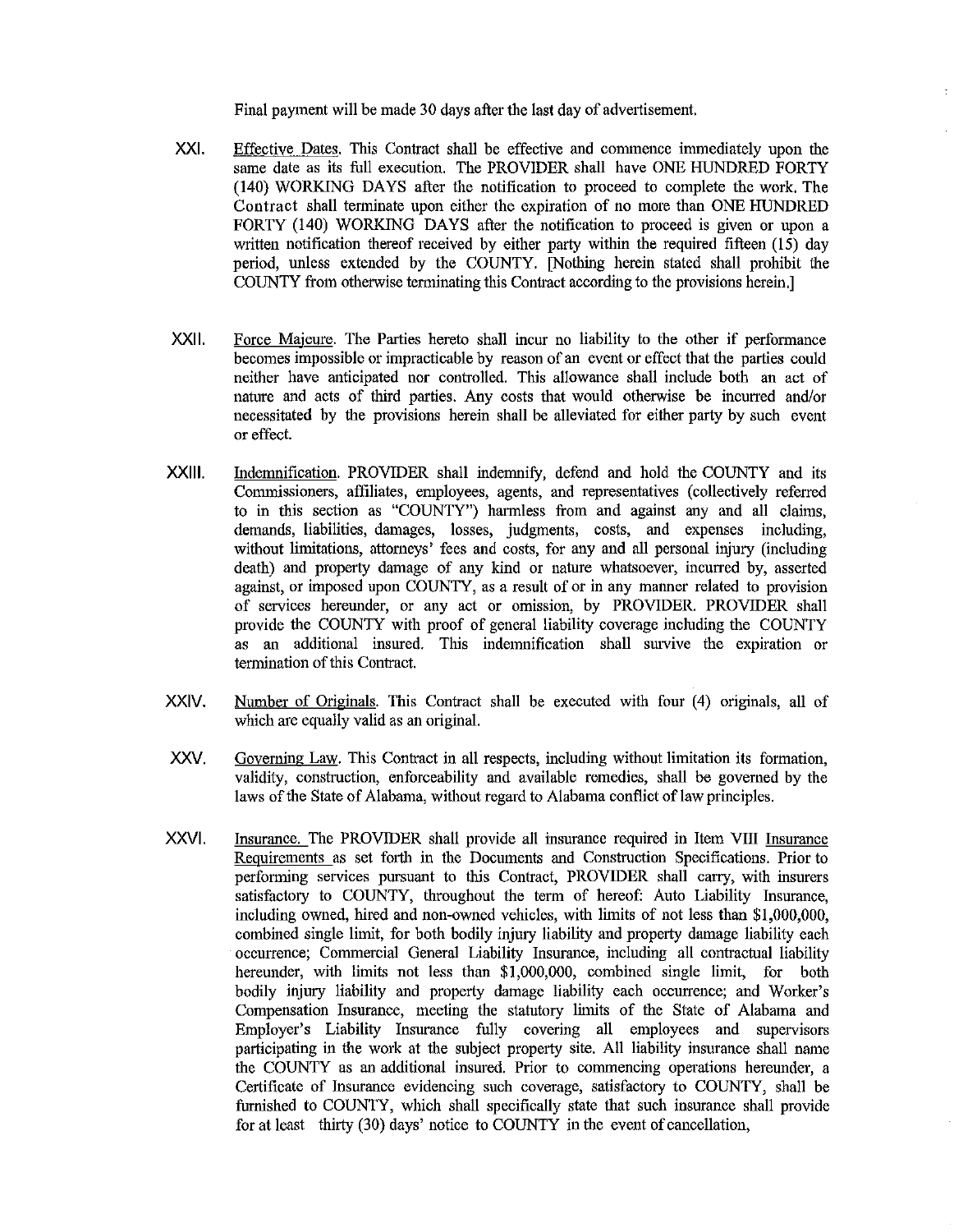Final payment will be made 30 days after the last day of advertisement.

XXI. Effective Dates. This Contract shall be effective and commence immediately upon the same date as its full execution. The PROVIDER shall have ONE HUNDRED FORTY (140) WORKING DAYS after the notification to proceed to complete the work. The Contract shall terminate upon either the expiration of no more than ONE HUNDRED FORTY (140) WORKING DAYS after the notification to proceed is given or upon a written notification thereof received by either party within the required fifteen (15) day period, unless extended by the COUNTY. [Nothing herein stated shall prohibit the COUNTY from otherwise terminating this Contract according to the provisions herein.]

XXII. Force Majeure. The Parties hereto shall incur no liability to the other if performance becomes impossible or impracticable by reason of an event or effect that the parties could neither have anticipated nor controlled. This allowance shall include both an act of nature and acts of third parties. Any costs that would otherwise be incurred and/or necessitated by the provisions herein shall be alleviated for either party by such event or effect.

XXIII. Indemnification. PROVIDER shall indemnify, defend and hold the COUNTY and its Commissioners, affiliates, employees, agents, and representatives (collectively referred to in this section as "COUNTY") harmless from and against any and all claims, demands, liabilities, damages, losses, judgments, costs, and expenses including, without limitations, attorneys' fees and costs, for any and all personal injury (including death) and property damage of any kind or nature whatsoever, incurred by, asserted against, or imposed upon COUNTY, as a result of or in any manner related to provision of services hereunder, or any act or omission, by PROVIDER. PROVIDER shall provide the COUNTY with proof of general liability coverage including the COUNTY as an additional insured. This indemnification shall survive the expiration or termination of this Contract.

XXIV. Number of Originals. This Contract shall be executed with four (4) originals, all of which are equally valid as an original.

XXV. Governing Law. This Contract in all respects, including without limitation its formation, validity, construction, enforceability and available remedies, shall be governed by the laws of the State of Alabama, without regard to Alabama conflict of law principles.

XXVI. Insurance. The PROVIDER shall provide all insurance required in Item VIII Insurance Requirements as set forth in the Documents and Construction Specifications. Prior to performing services pursuant to this Contract, PROVIDER shall carry, with insurers satisfactory to COUNTY, throughout the term of hereof: Auto Liability Insurance, including owned, hired and non-owned vehicles, with limits of not less than $1,000,000, combined single limit, for both bodily injury liability and property damage liability each occurrence; Commercial General Liability Insurance, including all contractual liability hereunder, with limits not less than $1,000,000, combined single limit, for both bodily injury liability and property damage liability each occurrence; and Worker's Compensation Insurance, meeting the statutory limits of the State of Alabama and Employer's Liability Insurance fully covering all employees and supervisors participating in the work at the subject property site. All liability insurance shall name the COUNTY as an additional insured. Prior to commencing operations hereunder, a Certificate of Insurance evidencing such coverage, satisfactory to COUNTY, shall be furnished to COUNTY, which shall specifically state that such insurance shall provide for at least thirty (30) days' notice to COUNTY in the event of cancellation,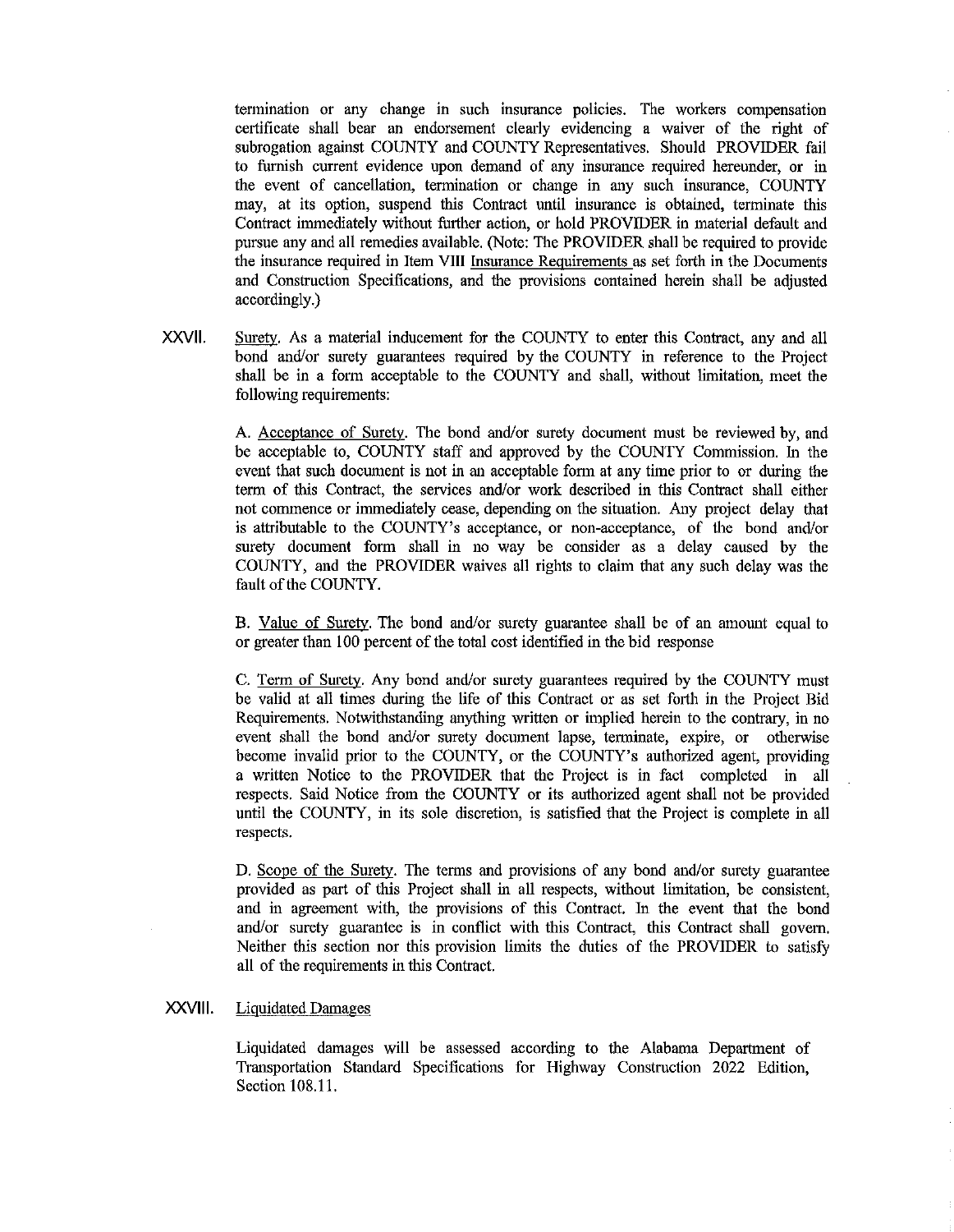termination or any change in such insurance policies. The workers compensation certificate shall bear an endorsement clearly evidencing a waiver of the right of subrogation against COUNTY and COUNTY Representatives. Should PROVIDER fail to furnish current evidence upon demand of any insurance required hereunder, or in the event of cancellation, termination or change in any such insurance, COUNTY may, at its option, suspend this Contract until insurance is obtained, terminate this Contract immediately without further action, or hold PROVIDER in material default and pursue any and all remedies available. (Note: The PROVIDER shall be required to provide the insurance required in Item VIII Insurance Requirements as set forth in the Documents and Construction Specifications, and the provisions contained herein shall be adjusted accordingly.)

XXVII. Surety. As a material inducement for the COUNTY to enter this Contract, any and all bond and/or surety guarantees required by the COUNTY in reference to the Project shall be in a form acceptable to the COUNTY and shall, without limitation, meet the following requirements:

A. Acceptance of Surety. The bond and/or surety document must be reviewed by, and be acceptable to, COUNTY staff and approved by the COUNTY Commission. In the event that such document is not in an acceptable form at any time prior to or during the term of this Contract, the services and/or work described in this Contract shall either not commence or immediately cease, depending on the situation. Any project delay that is attributable to the COUNTY's acceptance, or non-acceptance, of the bond and/or surety document form shall in no way be consider as a delay caused by the COUNTY, and the PROVIDER waives all rights to claim that any such delay was the fault of the COUNTY.

B. Value of Surety. The bond and/or surety guarantee shall be of an amount equal to or greater than 100 percent of the total cost identified in the bid response

C. Term of Surety. Any bond and/or surety guarantees required by the COUNTY must be valid at all times during the life of this Contract or as set forth in the Project Bid Requirements. Notwithstanding anything written or implied herein to the contrary, in no event shall the bond and/or surety document lapse, terminate, expire, or otherwise become invalid prior to the COUNTY, or the COUNTY's authorized agent, providing a written Notice to the PROVIDER that the Project is in fact completed in all respects. Said Notice from the COUNTY or its authorized agent shall not be provided until the COUNTY, in its sole discretion, is satisfied that the Project is complete in all respects.

D. Scope of the Surety. The terms and provisions of any bond and/or surety guarantee provided as part of this Project shall in all respects, without limitation, be consistent, and in agreement with, the provisions of this Contract. In the event that the bond and/or surety guarantee is in conflict with this Contract, this Contract shall govern. Neither this section nor this provision limits the duties of the PROVIDER to satisfy all of the requirements in this Contract.

XXVIII. Liquidated Damages

Liquidated damages will be assessed according to the Alabama Department of Transportation Standard Specifications for Highway Construction 2022 Edition, Section 108.11.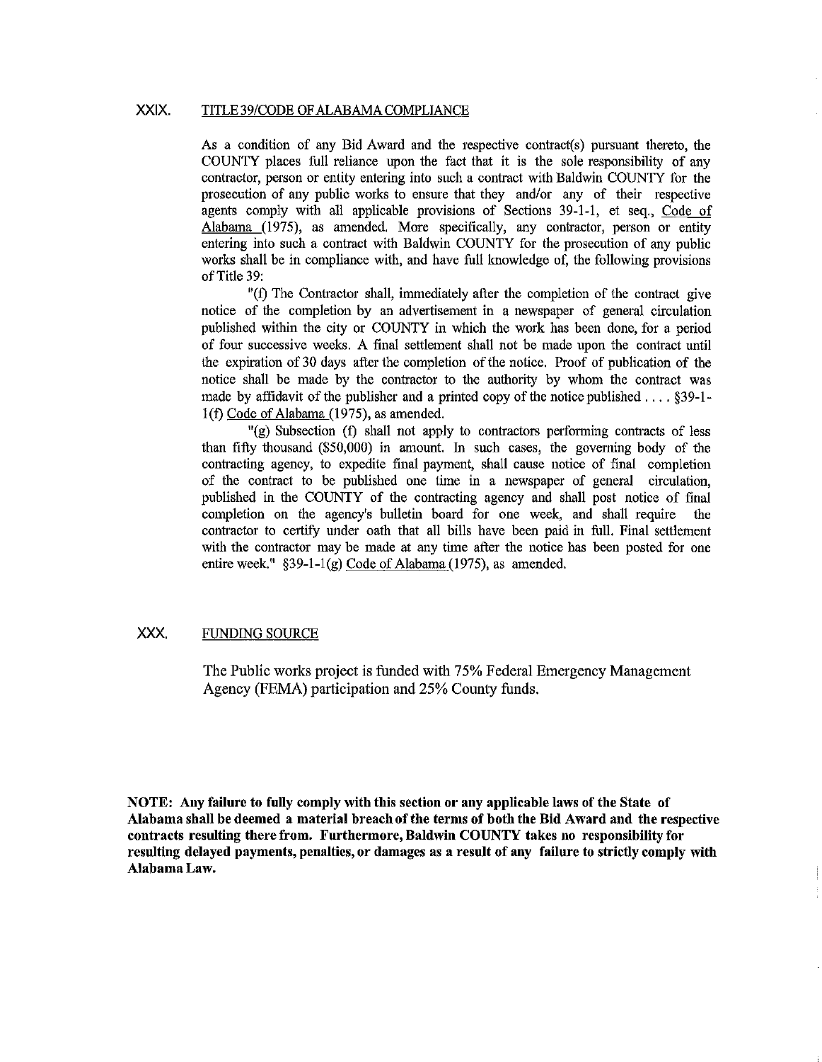## XXIX. TITLE 39/CODE OF ALABAMA COMPLIANCE

As a condition of any Bid Award and the respective contract(s) pursuant thereto, the COUNTY places full reliance upon the fact that it is the sole responsibility of any contractor, person or entity entering into such a contract with Baldwin COUNTY for the prosecution of any public works to ensure that they and/or any of their respective agents comply with all applicable provisions of Sections 39-1-1, et seq., Code of Alabama (1975), as amended. More specifically, any contractor, person or entity entering into such a contract with Baldwin COUNTY for the prosecution of any public works shall be in compliance with, and have full knowledge of, the following provisions of Title 39:

"(f) The Contractor shall, immediately after the completion of the contract give notice of the completion by an advertisement in a newspaper of general circulation published within the city or COUNTY in which the work has been done, for a period of four successive weeks. A final settlement shall not be made upon the contract until the expiration of 30 days after the completion of the notice. Proof of publication of the notice shall be made by the contractor to the authority by whom the contract was made by affidavit of the publisher and a printed copy of the notice published . . . . §39-1-1(f) Code of Alabama (1975), as amended.

"(g) Subsection (f) shall not apply to contractors performing contracts of less than fifty thousand ($50,000) in amount. In such cases, the governing body of the contracting agency, to expedite final payment, shall cause notice of final completion of the contract to be published one time in a newspaper of general circulation, published in the COUNTY of the contracting agency and shall post notice of final completion on the agency's bulletin board for one week, and shall require the contractor to certify under oath that all bills have been paid in full. Final settlement with the contractor may be made at any time after the notice has been posted for one entire week." §39-1-1(g) Code of Alabama (1975), as amended.

## XXX. FUNDING SOURCE

The Public works project is funded with 75% Federal Emergency Management Agency (FEMA) participation and 25% County funds.

**NOTE: Any failure to fully comply with this section or any applicable laws of the State of Alabama shall be deemed a material breach of the terms of both the Bid Award and the respective contracts resulting there from. Furthermore, Baldwin COUNTY takes no responsibility for resulting delayed payments, penalties, or damages as a result of any failure to strictly comply with Alabama Law.**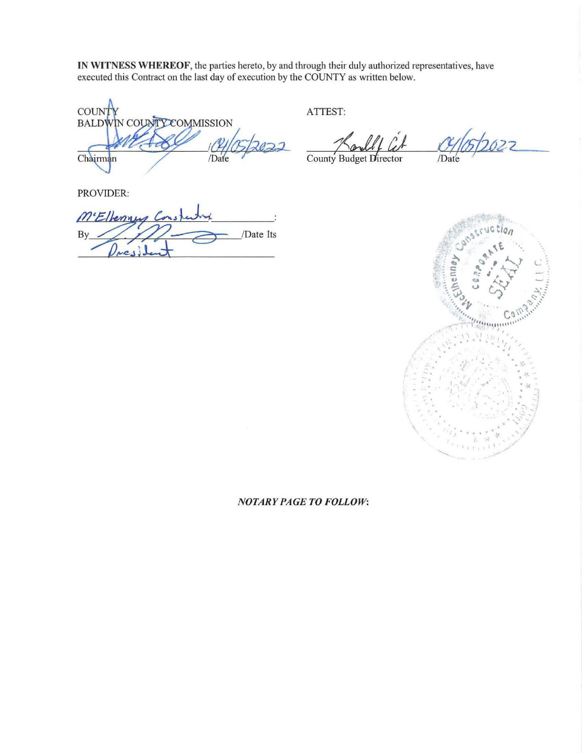**IN WITNESS WHEREOF**, the parties hereto, by and through their duly authorized representatives, have executed this Contract on the last day of execution by the COUNTY as written below.

COUNTY
BALDWIN COUNTY COMMISSION

_______________ 04/05/2022
Chairman /Date

ATTEST:

_______________ 04/05/2022
County Budget Director /Date

PROVIDER:

McElhenney Construction:
By_______________/Date Its
President

*NOTARY PAGE TO FOLLOW*: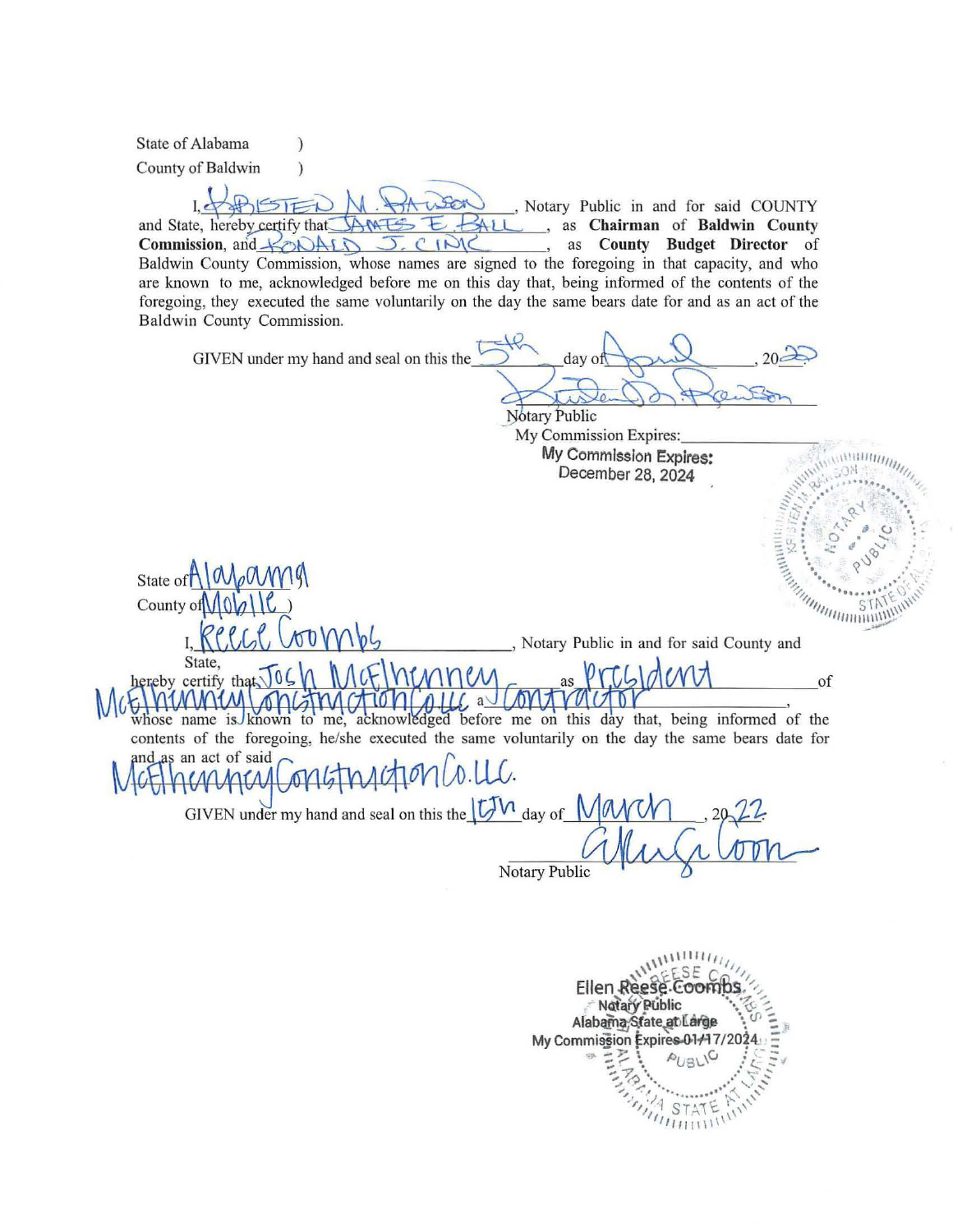State of Alabama )
County of Baldwin )

I, KRISTEN M. RAWSON, Notary Public in and for said COUNTY and State, hereby certify that JAMES E. BALL, as **Chairman** of **Baldwin County Commission**, and RONALD J. CINK, as **County Budget Director** of Baldwin County Commission, whose names are signed to the foregoing in that capacity, and who are known to me, acknowledged before me on this day that, being informed of the contents of the foregoing, they executed the same voluntarily on the day the same bears date for and as an act of the Baldwin County Commission.

GIVEN under my hand and seal on this the 5th day of April, 2022.

Notary Public
My Commission Expires:
My Commission Expires:
December 28, 2024

KRISTEN M. RAWSON
NOTARY PUBLIC
STATE OF AL

State of Alabama
County of Mobile )

I, Reece Coombs, Notary Public in and for said County and State, hereby certify that Josh McElhenney as President of McElhenney Construction Co LLC a Contractor, whose name is known to me, acknowledged before me on this day that, being informed of the contents of the foregoing, he/she executed the same voluntarily on the day the same bears date for and as an act of said McElhenney Construction Co. LLC.

GIVEN under my hand and seal on this the 15th day of March, 2022.

Notary Public

Ellen Reese Coombs
Notary Public
Alabama State at Large
My Commission Expires 01/17/2024